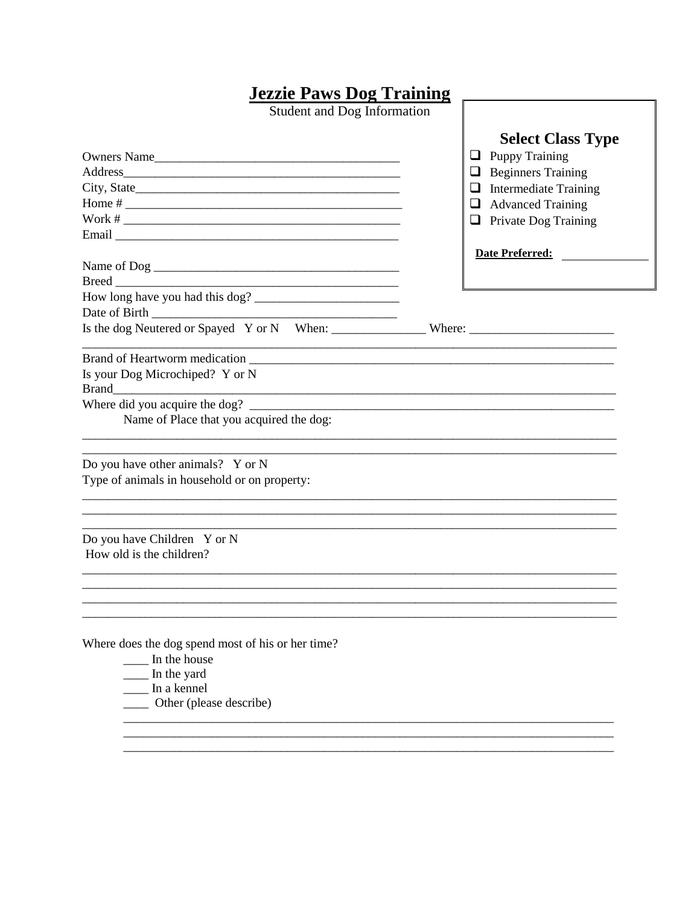# Jezzie Paws Dog Training

Student and Dog Information

## Select Class Type

- ❑ Puppy Training
- ❑ Beginners Training
- ❑ Intermediate Training
- ❑ Advanced Training
- ❑ Private Dog Training

**Date Preferred:** ______________

Owners Name_______________________________________

Address___________________________________________

City, State_________________________________________

Home # ___________________________________________

Work # ___________________________________________

Email ____________________________________________

Name of Dog ______________________________________

Breed ____________________________________________

How long have you had this dog? _______________________

Date of Birth ______________________________________

Is the dog Neutered or Spayed Y or N When: _______________ Where: _______________________

_____________________________________________________________________________________

Brand of Heartworm medication ___________________________________________________________

Is your Dog Microchiped? Y or N

Brand________________________________________________________________________________

Where did you acquire the dog? ___________________________________________________________

Name of Place that you acquired the dog:

_____________________________________________________________________________________

_____________________________________________________________________________________

Do you have other animals? Y or N

Type of animals in household or on property:

_____________________________________________________________________________________

_____________________________________________________________________________________

_____________________________________________________________________________________

Do you have Children Y or N

How old is the children?

_____________________________________________________________________________________

_____________________________________________________________________________________

_____________________________________________________________________________________

_____________________________________________________________________________________

Where does the dog spend most of his or her time?

____ In the house

____ In the yard

____ In a kennel

____ Other (please describe)

_____________________________________________________________________________________

_____________________________________________________________________________________

_____________________________________________________________________________________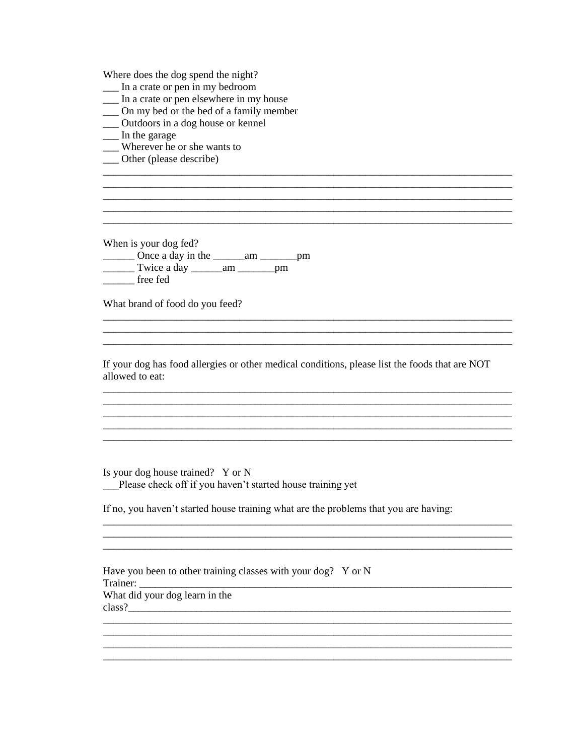Where does the dog spend the night?

___ In a crate or pen in my bedroom
___ In a crate or pen elsewhere in my house
___ On my bed or the bed of a family member
___ Outdoors in a dog house or kennel
___ In the garage
___ Wherever he or she wants to
___ Other (please describe)

______________________________________________________________________________
______________________________________________________________________________
______________________________________________________________________________
______________________________________________________________________________
______________________________________________________________________________

When is your dog fed?

______ Once a day in the ______am _______pm
______ Twice a day ______am _______pm
______ free fed

What brand of food do you feed?

______________________________________________________________________________
______________________________________________________________________________
______________________________________________________________________________

If your dog has food allergies or other medical conditions, please list the foods that are NOT allowed to eat:

______________________________________________________________________________
______________________________________________________________________________
______________________________________________________________________________
______________________________________________________________________________
______________________________________________________________________________

Is your dog house trained? Y or N

___Please check off if you haven't started house training yet

If no, you haven't started house training what are the problems that you are having:

______________________________________________________________________________
______________________________________________________________________________
______________________________________________________________________________

Have you been to other training classes with your dog? Y or N

Trainer: ______________________________________________________________________

What did your dog learn in the class?__________________________________________________________________________

______________________________________________________________________________
______________________________________________________________________________
______________________________________________________________________________
______________________________________________________________________________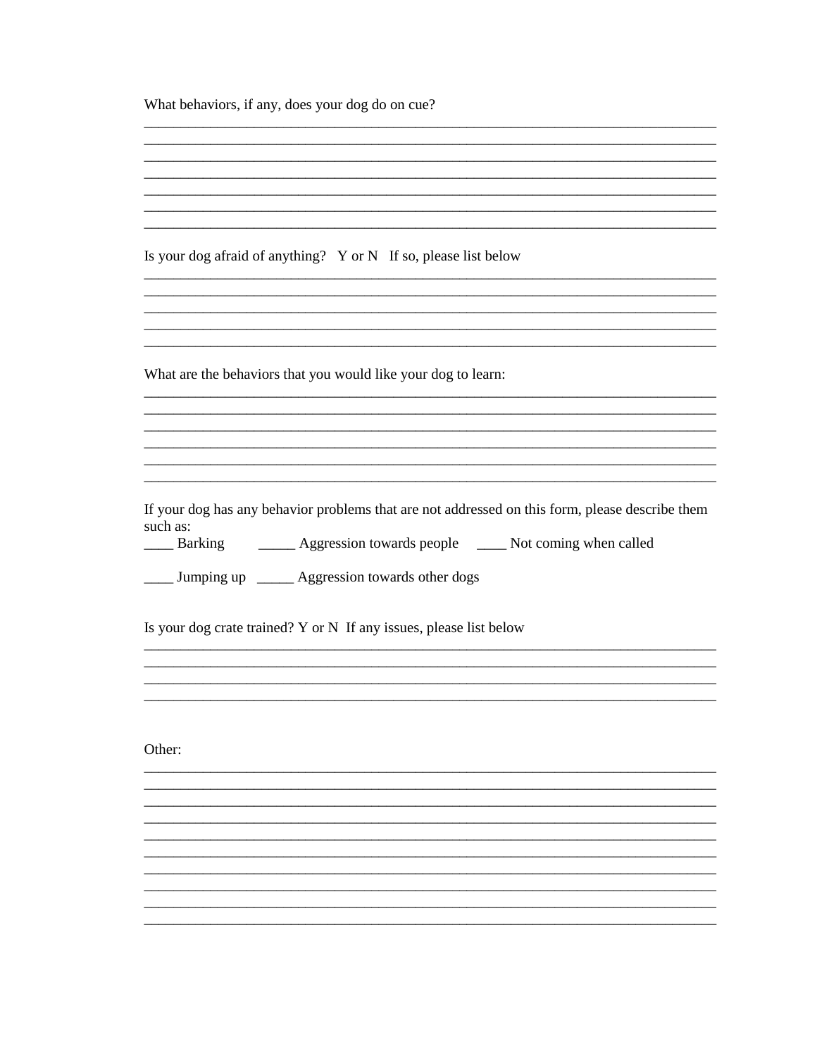What behaviors, if any, does your dog do on cue?

______________________________________________________________________________
______________________________________________________________________________
______________________________________________________________________________
______________________________________________________________________________
______________________________________________________________________________
______________________________________________________________________________
______________________________________________________________________________

Is your dog afraid of anything? Y or N If so, please list below

______________________________________________________________________________
______________________________________________________________________________
______________________________________________________________________________
______________________________________________________________________________
______________________________________________________________________________

What are the behaviors that you would like your dog to learn:

______________________________________________________________________________
______________________________________________________________________________
______________________________________________________________________________
______________________________________________________________________________
______________________________________________________________________________
______________________________________________________________________________

If your dog has any behavior problems that are not addressed on this form, please describe them such as:

____ Barking _____ Aggression towards people ____ Not coming when called

____ Jumping up _____ Aggression towards other dogs

Is your dog crate trained? Y or N If any issues, please list below

______________________________________________________________________________
______________________________________________________________________________
______________________________________________________________________________
______________________________________________________________________________

Other:

______________________________________________________________________________
______________________________________________________________________________
______________________________________________________________________________
______________________________________________________________________________
______________________________________________________________________________
______________________________________________________________________________
______________________________________________________________________________
______________________________________________________________________________
______________________________________________________________________________
______________________________________________________________________________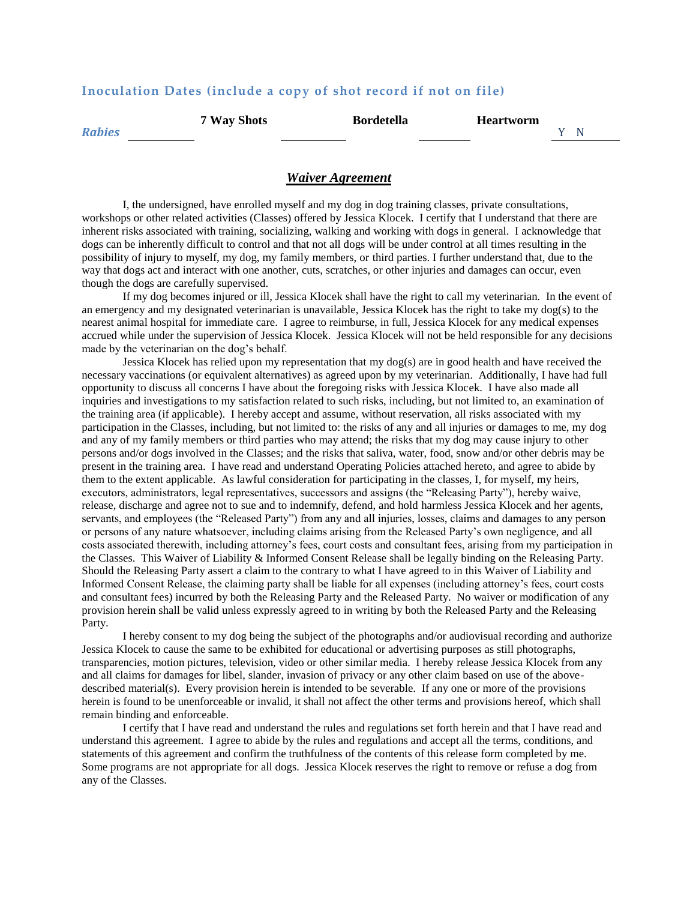## Inoculation Dates (include a copy of shot record if not on file)

| Rabies | 7 Way Shots | Bordetella | Heartworm |
| --- | --- | --- | --- |
| ________ | ________ | ________ | Y N ________ |

## *Waiver Agreement*

I, the undersigned, have enrolled myself and my dog in dog training classes, private consultations, workshops or other related activities (Classes) offered by Jessica Klocek. I certify that I understand that there are inherent risks associated with training, socializing, walking and working with dogs in general. I acknowledge that dogs can be inherently difficult to control and that not all dogs will be under control at all times resulting in the possibility of injury to myself, my dog, my family members, or third parties. I further understand that, due to the way that dogs act and interact with one another, cuts, scratches, or other injuries and damages can occur, even though the dogs are carefully supervised.

If my dog becomes injured or ill, Jessica Klocek shall have the right to call my veterinarian. In the event of an emergency and my designated veterinarian is unavailable, Jessica Klocek has the right to take my dog(s) to the nearest animal hospital for immediate care. I agree to reimburse, in full, Jessica Klocek for any medical expenses accrued while under the supervision of Jessica Klocek. Jessica Klocek will not be held responsible for any decisions made by the veterinarian on the dog's behalf.

Jessica Klocek has relied upon my representation that my dog(s) are in good health and have received the necessary vaccinations (or equivalent alternatives) as agreed upon by my veterinarian. Additionally, I have had full opportunity to discuss all concerns I have about the foregoing risks with Jessica Klocek. I have also made all inquiries and investigations to my satisfaction related to such risks, including, but not limited to, an examination of the training area (if applicable). I hereby accept and assume, without reservation, all risks associated with my participation in the Classes, including, but not limited to: the risks of any and all injuries or damages to me, my dog and any of my family members or third parties who may attend; the risks that my dog may cause injury to other persons and/or dogs involved in the Classes; and the risks that saliva, water, food, snow and/or other debris may be present in the training area. I have read and understand Operating Policies attached hereto, and agree to abide by them to the extent applicable. As lawful consideration for participating in the classes, I, for myself, my heirs, executors, administrators, legal representatives, successors and assigns (the "Releasing Party"), hereby waive, release, discharge and agree not to sue and to indemnify, defend, and hold harmless Jessica Klocek and her agents, servants, and employees (the "Released Party") from any and all injuries, losses, claims and damages to any person or persons of any nature whatsoever, including claims arising from the Released Party's own negligence, and all costs associated therewith, including attorney's fees, court costs and consultant fees, arising from my participation in the Classes. This Waiver of Liability & Informed Consent Release shall be legally binding on the Releasing Party. Should the Releasing Party assert a claim to the contrary to what I have agreed to in this Waiver of Liability and Informed Consent Release, the claiming party shall be liable for all expenses (including attorney's fees, court costs and consultant fees) incurred by both the Releasing Party and the Released Party. No waiver or modification of any provision herein shall be valid unless expressly agreed to in writing by both the Released Party and the Releasing Party.

I hereby consent to my dog being the subject of the photographs and/or audiovisual recording and authorize Jessica Klocek to cause the same to be exhibited for educational or advertising purposes as still photographs, transparencies, motion pictures, television, video or other similar media. I hereby release Jessica Klocek from any and all claims for damages for libel, slander, invasion of privacy or any other claim based on use of the above-described material(s). Every provision herein is intended to be severable. If any one or more of the provisions herein is found to be unenforceable or invalid, it shall not affect the other terms and provisions hereof, which shall remain binding and enforceable.

I certify that I have read and understand the rules and regulations set forth herein and that I have read and understand this agreement. I agree to abide by the rules and regulations and accept all the terms, conditions, and statements of this agreement and confirm the truthfulness of the contents of this release form completed by me. Some programs are not appropriate for all dogs. Jessica Klocek reserves the right to remove or refuse a dog from any of the Classes.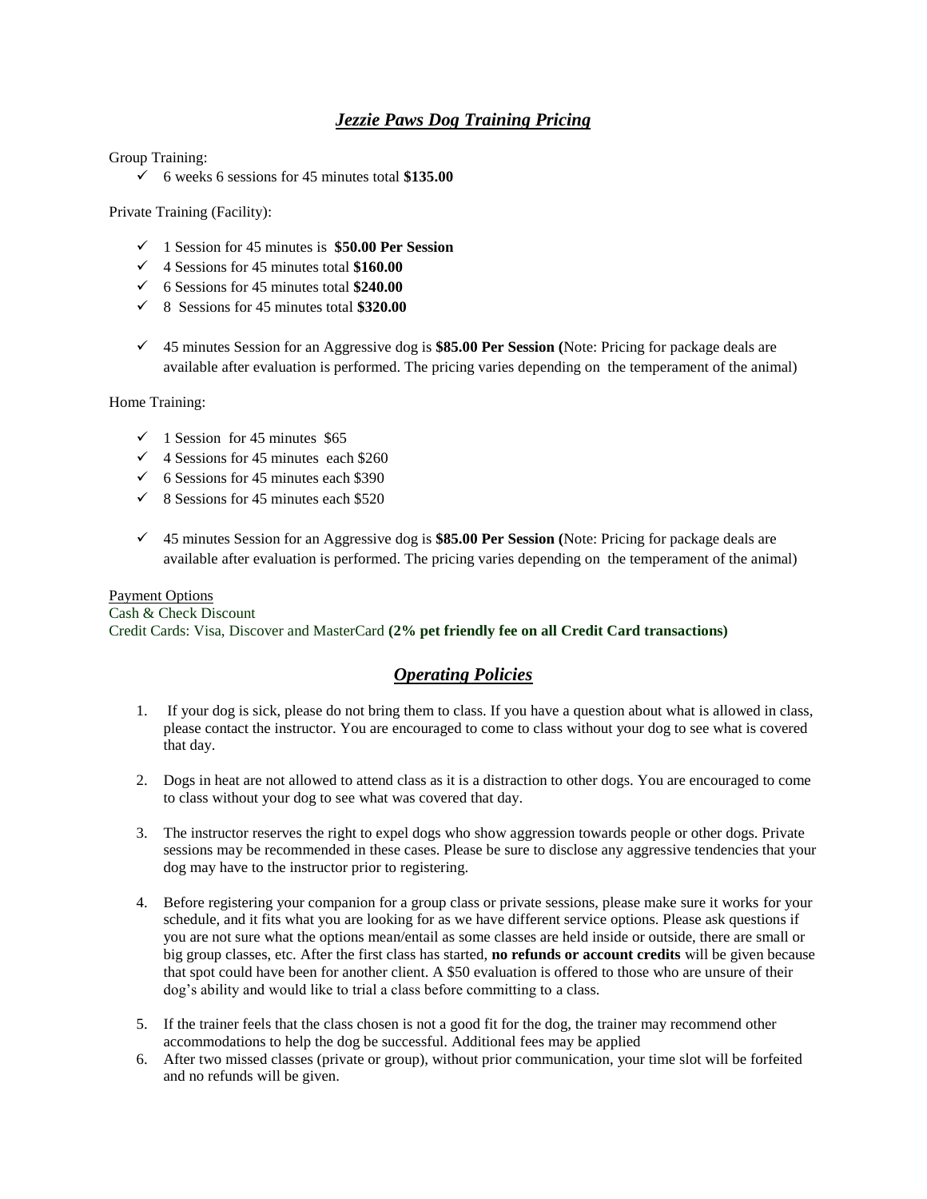## ***Jezzie Paws Dog Training Pricing***

Group Training:

- ✓ 6 weeks 6 sessions for 45 minutes total **$135.00**

Private Training (Facility):

- ✓ 1 Session for 45 minutes is **$50.00 Per Session**
- ✓ 4 Sessions for 45 minutes total **$160.00**
- ✓ 6 Sessions for 45 minutes total **$240.00**
- ✓ 8 Sessions for 45 minutes total **$320.00**

- ✓ 45 minutes Session for an Aggressive dog is **$85.00 Per Session (**Note: Pricing for package deals are available after evaluation is performed. The pricing varies depending on the temperament of the animal)

Home Training:

- ✓ 1 Session for 45 minutes $65
- ✓ 4 Sessions for 45 minutes each $260
- ✓ 6 Sessions for 45 minutes each $390
- ✓ 8 Sessions for 45 minutes each $520

- ✓ 45 minutes Session for an Aggressive dog is **$85.00 Per Session (**Note: Pricing for package deals are available after evaluation is performed. The pricing varies depending on the temperament of the animal)

<u>Payment Options</u>
Cash & Check Discount
Credit Cards: Visa, Discover and MasterCard **(2% pet friendly fee on all Credit Card transactions)**

## ***Operating Policies***

1. If your dog is sick, please do not bring them to class. If you have a question about what is allowed in class, please contact the instructor. You are encouraged to come to class without your dog to see what is covered that day.

2. Dogs in heat are not allowed to attend class as it is a distraction to other dogs. You are encouraged to come to class without your dog to see what was covered that day.

3. The instructor reserves the right to expel dogs who show aggression towards people or other dogs. Private sessions may be recommended in these cases. Please be sure to disclose any aggressive tendencies that your dog may have to the instructor prior to registering.

4. Before registering your companion for a group class or private sessions, please make sure it works for your schedule, and it fits what you are looking for as we have different service options. Please ask questions if you are not sure what the options mean/entail as some classes are held inside or outside, there are small or big group classes, etc. After the first class has started, **no refunds or account credits** will be given because that spot could have been for another client. A $50 evaluation is offered to those who are unsure of their dog's ability and would like to trial a class before committing to a class.

5. If the trainer feels that the class chosen is not a good fit for the dog, the trainer may recommend other accommodations to help the dog be successful. Additional fees may be applied
6. After two missed classes (private or group), without prior communication, your time slot will be forfeited and no refunds will be given.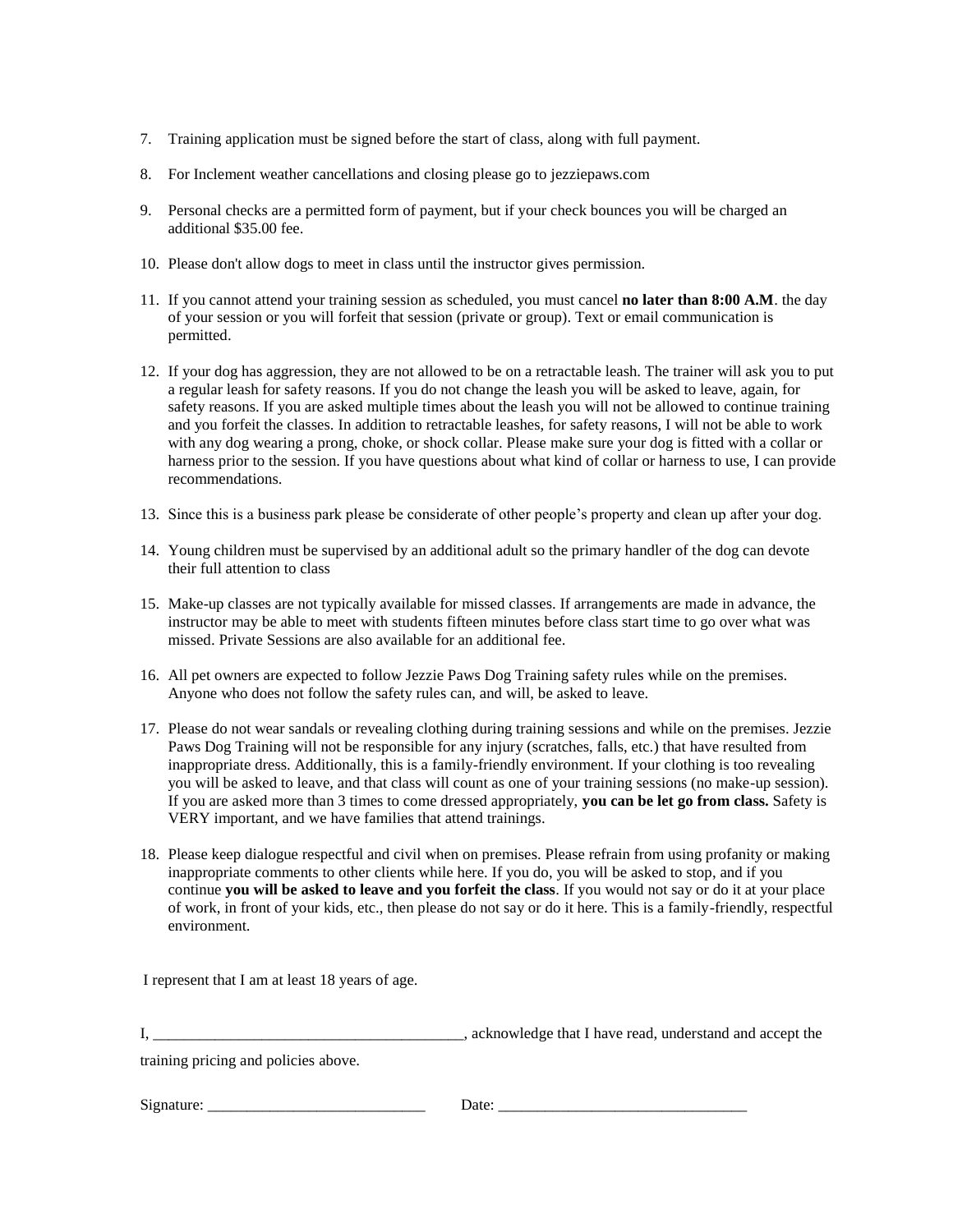7. Training application must be signed before the start of class, along with full payment.

8. For Inclement weather cancellations and closing please go to jezziepaws.com

9. Personal checks are a permitted form of payment, but if your check bounces you will be charged an additional $35.00 fee.

10. Please don't allow dogs to meet in class until the instructor gives permission.

11. If you cannot attend your training session as scheduled, you must cancel **no later than 8:00 A.M**. the day of your session or you will forfeit that session (private or group). Text or email communication is permitted.

12. If your dog has aggression, they are not allowed to be on a retractable leash. The trainer will ask you to put a regular leash for safety reasons. If you do not change the leash you will be asked to leave, again, for safety reasons. If you are asked multiple times about the leash you will not be allowed to continue training and you forfeit the classes. In addition to retractable leashes, for safety reasons, I will not be able to work with any dog wearing a prong, choke, or shock collar. Please make sure your dog is fitted with a collar or harness prior to the session. If you have questions about what kind of collar or harness to use, I can provide recommendations.

13. Since this is a business park please be considerate of other people's property and clean up after your dog.

14. Young children must be supervised by an additional adult so the primary handler of the dog can devote their full attention to class

15. Make-up classes are not typically available for missed classes. If arrangements are made in advance, the instructor may be able to meet with students fifteen minutes before class start time to go over what was missed. Private Sessions are also available for an additional fee.

16. All pet owners are expected to follow Jezzie Paws Dog Training safety rules while on the premises. Anyone who does not follow the safety rules can, and will, be asked to leave.

17. Please do not wear sandals or revealing clothing during training sessions and while on the premises. Jezzie Paws Dog Training will not be responsible for any injury (scratches, falls, etc.) that have resulted from inappropriate dress. Additionally, this is a family-friendly environment. If your clothing is too revealing you will be asked to leave, and that class will count as one of your training sessions (no make-up session). If you are asked more than 3 times to come dressed appropriately, **you can be let go from class.** Safety is VERY important, and we have families that attend trainings.

18. Please keep dialogue respectful and civil when on premises. Please refrain from using profanity or making inappropriate comments to other clients while here. If you do, you will be asked to stop, and if you continue **you will be asked to leave and you forfeit the class**. If you would not say or do it at your place of work, in front of your kids, etc., then please do not say or do it here. This is a family-friendly, respectful environment.

I represent that I am at least 18 years of age.

I, ________________________________________, acknowledge that I have read, understand and accept the training pricing and policies above.

Signature: ____________________________ Date: ________________________________